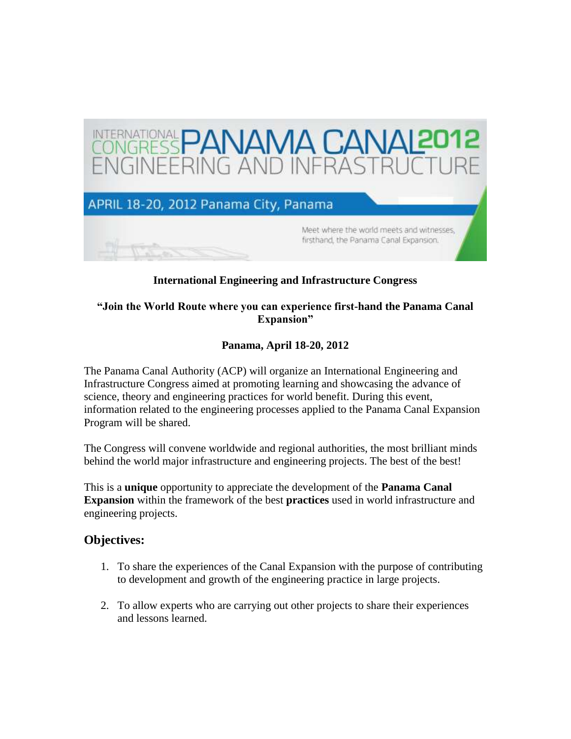INTERNATIONAL CONGRESS PANAMA CANAL 2012 ENGINEERING AND INFRASTRUCTURE

APRIL 18-20, 2012 Panama City, Panama

Meet where the world meets and witnesses, firsthand, the Panama Canal Expansion.

**International Engineering and Infrastructure Congress**

**"Join the World Route where you can experience first-hand the Panama Canal Expansion"**

**Panama, April 18-20, 2012**

The Panama Canal Authority (ACP) will organize an International Engineering and Infrastructure Congress aimed at promoting learning and showcasing the advance of science, theory and engineering practices for world benefit. During this event, information related to the engineering processes applied to the Panama Canal Expansion Program will be shared.

The Congress will convene worldwide and regional authorities, the most brilliant minds behind the world major infrastructure and engineering projects. The best of the best!

This is a **unique** opportunity to appreciate the development of the **Panama Canal Expansion** within the framework of the best **practices** used in world infrastructure and engineering projects.

## Objectives:

1. To share the experiences of the Canal Expansion with the purpose of contributing to development and growth of the engineering practice in large projects.
2. To allow experts who are carrying out other projects to share their experiences and lessons learned.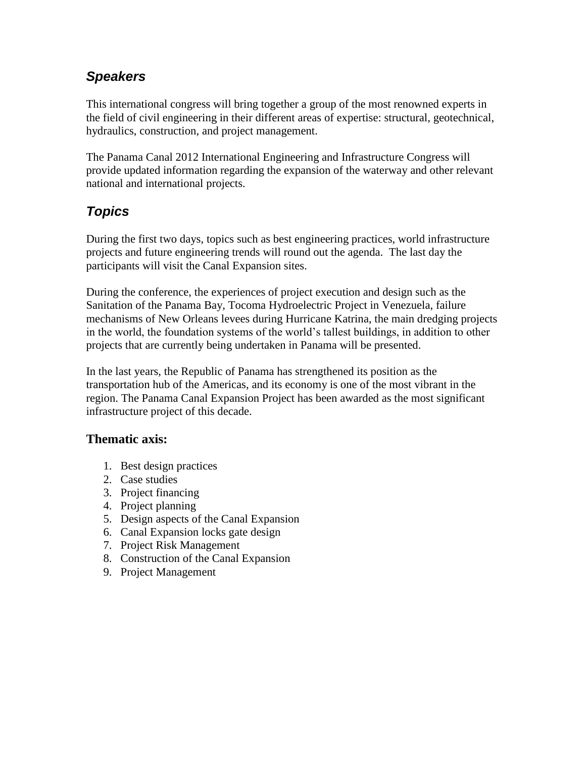## *Speakers*

This international congress will bring together a group of the most renowned experts in the field of civil engineering in their different areas of expertise: structural, geotechnical, hydraulics, construction, and project management.

The Panama Canal 2012 International Engineering and Infrastructure Congress will provide updated information regarding the expansion of the waterway and other relevant national and international projects.

## *Topics*

During the first two days, topics such as best engineering practices, world infrastructure projects and future engineering trends will round out the agenda. The last day the participants will visit the Canal Expansion sites.

During the conference, the experiences of project execution and design such as the Sanitation of the Panama Bay, Tocoma Hydroelectric Project in Venezuela, failure mechanisms of New Orleans levees during Hurricane Katrina, the main dredging projects in the world, the foundation systems of the world's tallest buildings, in addition to other projects that are currently being undertaken in Panama will be presented.

In the last years, the Republic of Panama has strengthened its position as the transportation hub of the Americas, and its economy is one of the most vibrant in the region. The Panama Canal Expansion Project has been awarded as the most significant infrastructure project of this decade.

### Thematic axis:

1. Best design practices
2. Case studies
3. Project financing
4. Project planning
5. Design aspects of the Canal Expansion
6. Canal Expansion locks gate design
7. Project Risk Management
8. Construction of the Canal Expansion
9. Project Management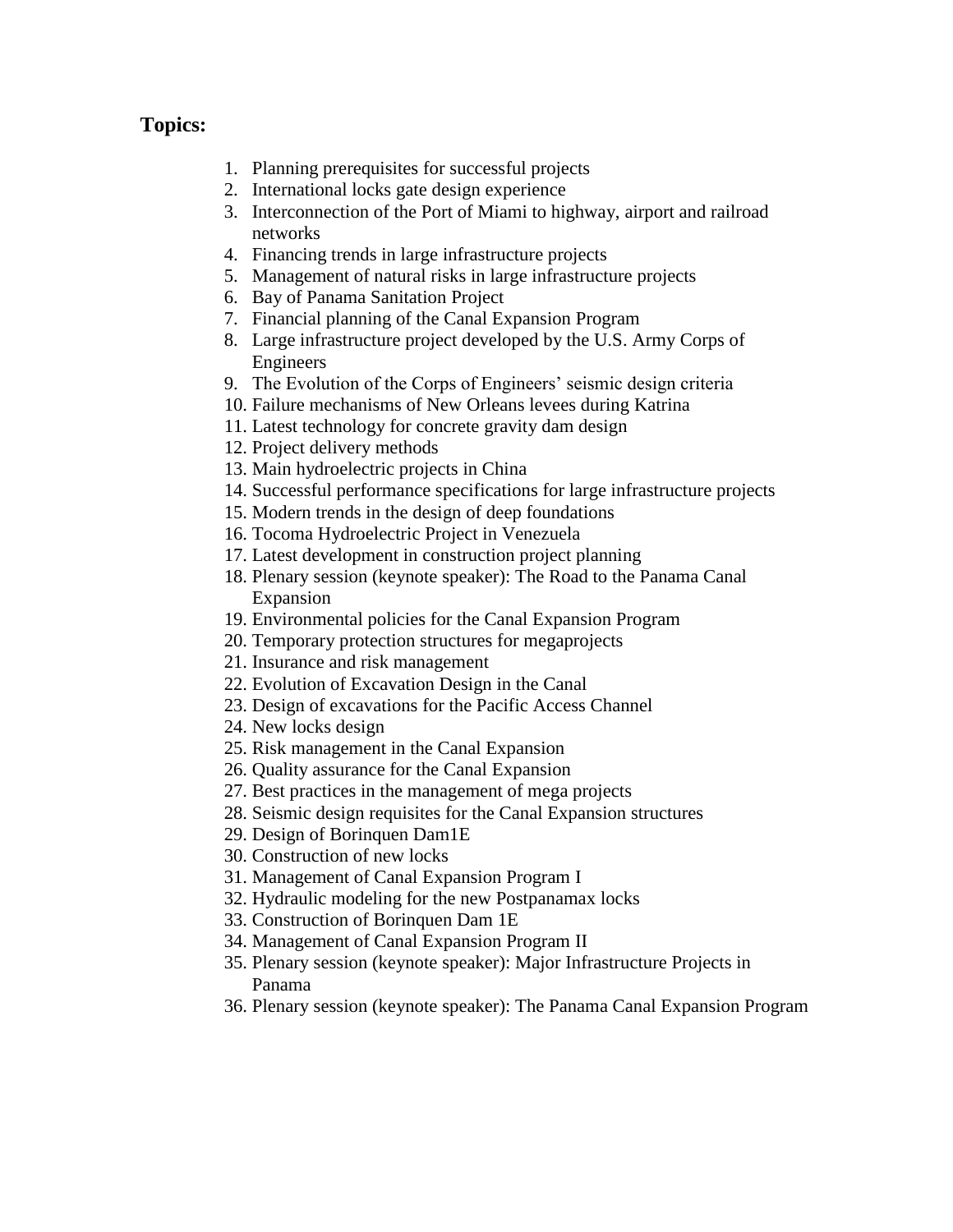**Topics:**

1. Planning prerequisites for successful projects
2. International locks gate design experience
3. Interconnection of the Port of Miami to highway, airport and railroad networks
4. Financing trends in large infrastructure projects
5. Management of natural risks in large infrastructure projects
6. Bay of Panama Sanitation Project
7. Financial planning of the Canal Expansion Program
8. Large infrastructure project developed by the U.S. Army Corps of Engineers
9. The Evolution of the Corps of Engineers' seismic design criteria
10. Failure mechanisms of New Orleans levees during Katrina
11. Latest technology for concrete gravity dam design
12. Project delivery methods
13. Main hydroelectric projects in China
14. Successful performance specifications for large infrastructure projects
15. Modern trends in the design of deep foundations
16. Tocoma Hydroelectric Project in Venezuela
17. Latest development in construction project planning
18. Plenary session (keynote speaker): The Road to the Panama Canal Expansion
19. Environmental policies for the Canal Expansion Program
20. Temporary protection structures for megaprojects
21. Insurance and risk management
22. Evolution of Excavation Design in the Canal
23. Design of excavations for the Pacific Access Channel
24. New locks design
25. Risk management in the Canal Expansion
26. Quality assurance for the Canal Expansion
27. Best practices in the management of mega projects
28. Seismic design requisites for the Canal Expansion structures
29. Design of Borinquen Dam1E
30. Construction of new locks
31. Management of Canal Expansion Program I
32. Hydraulic modeling for the new Postpanamax locks
33. Construction of Borinquen Dam 1E
34. Management of Canal Expansion Program II
35. Plenary session (keynote speaker): Major Infrastructure Projects in Panama
36. Plenary session (keynote speaker): The Panama Canal Expansion Program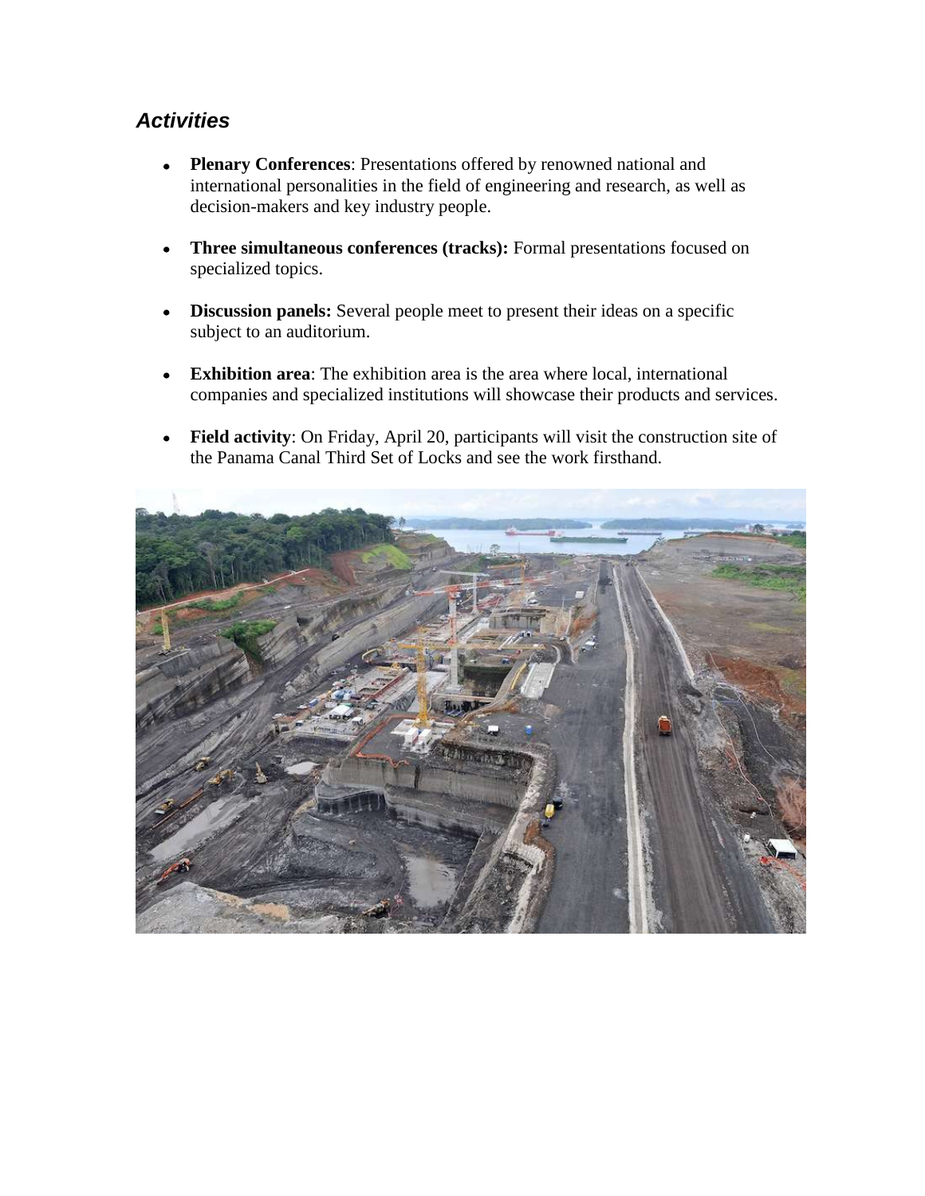## *Activities*

- **Plenary Conferences**: Presentations offered by renowned national and international personalities in the field of engineering and research, as well as decision-makers and key industry people.

- **Three simultaneous conferences (tracks):** Formal presentations focused on specialized topics.

- **Discussion panels:** Several people meet to present their ideas on a specific subject to an auditorium.

- **Exhibition area**: The exhibition area is the area where local, international companies and specialized institutions will showcase their products and services.

- **Field activity**: On Friday, April 20, participants will visit the construction site of the Panama Canal Third Set of Locks and see the work firsthand.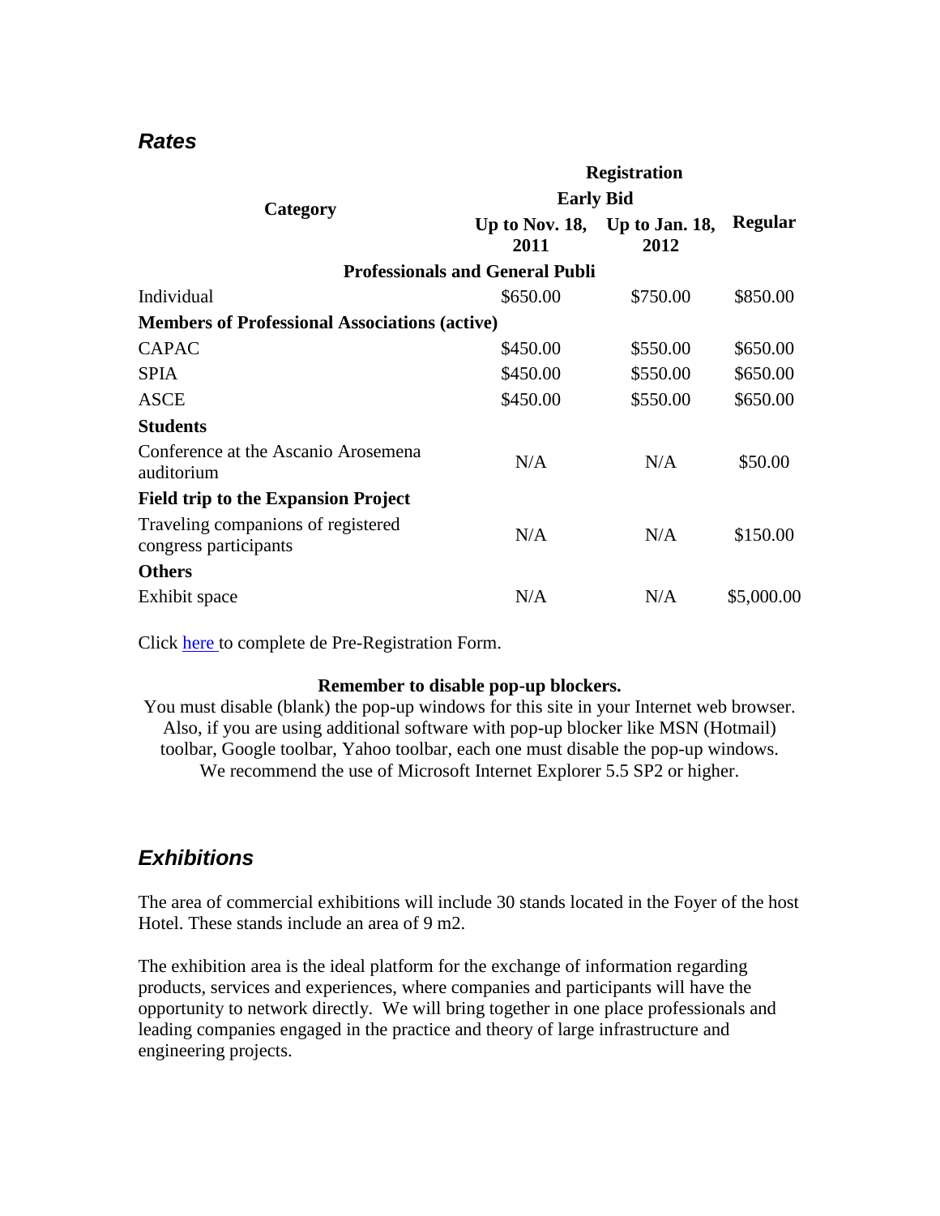## *Rates*

| Category | Registration | | |
|---|---|---|---|
| | Early Bid | | Regular |
| | Up to Nov. 18, 2011 | Up to Jan. 18, 2012 | |
| **Professionals and General Publi** | | | |
| Individual | $650.00 | $750.00 | $850.00 |
| **Members of Professional Associations (active)** | | | |
| CAPAC | $450.00 | $550.00 | $650.00 |
| SPIA | $450.00 | $550.00 | $650.00 |
| ASCE | $450.00 | $550.00 | $650.00 |
| **Students** | | | |
| Conference at the Ascanio Arosemena auditorium | N/A | N/A | $50.00 |
| **Field trip to the Expansion Project** | | | |
| Traveling companions of registered congress participants | N/A | N/A | $150.00 |
| **Others** | | | |
| Exhibit space | N/A | N/A | $5,000.00 |

Click here to complete de Pre-Registration Form.

**Remember to disable pop-up blockers.**

You must disable (blank) the pop-up windows for this site in your Internet web browser. Also, if you are using additional software with pop-up blocker like MSN (Hotmail) toolbar, Google toolbar, Yahoo toolbar, each one must disable the pop-up windows. We recommend the use of Microsoft Internet Explorer 5.5 SP2 or higher.

## *Exhibitions*

The area of commercial exhibitions will include 30 stands located in the Foyer of the host Hotel. These stands include an area of 9 m2.

The exhibition area is the ideal platform for the exchange of information regarding products, services and experiences, where companies and participants will have the opportunity to network directly. We will bring together in one place professionals and leading companies engaged in the practice and theory of large infrastructure and engineering projects.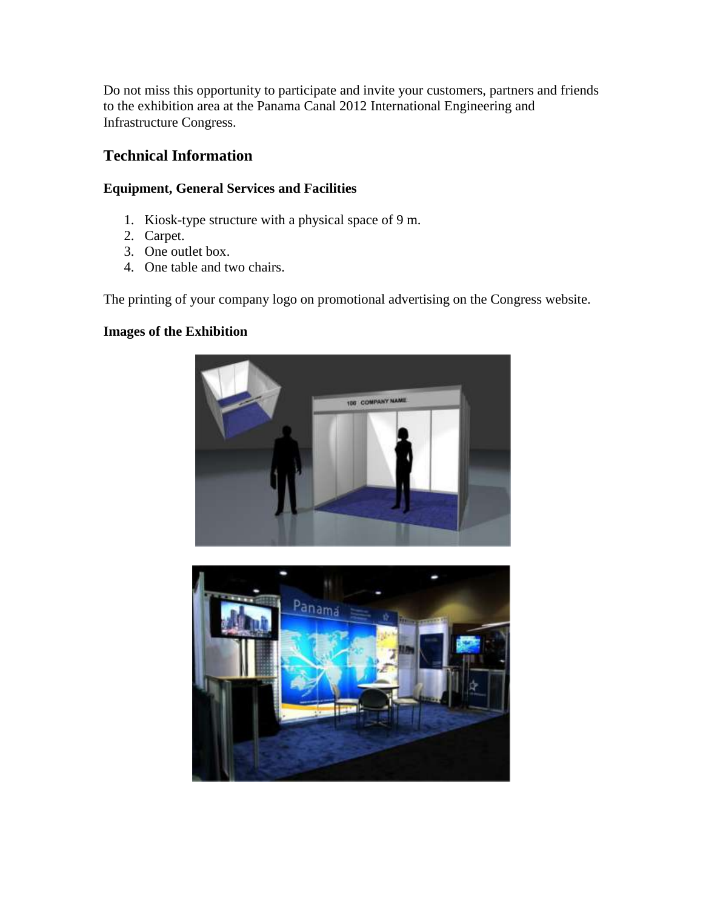Do not miss this opportunity to participate and invite your customers, partners and friends to the exhibition area at the Panama Canal 2012 International Engineering and Infrastructure Congress.

## Technical Information

### Equipment, General Services and Facilities

1. Kiosk-type structure with a physical space of 9 m.
2. Carpet.
3. One outlet box.
4. One table and two chairs.

The printing of your company logo on promotional advertising on the Congress website.

### Images of the Exhibition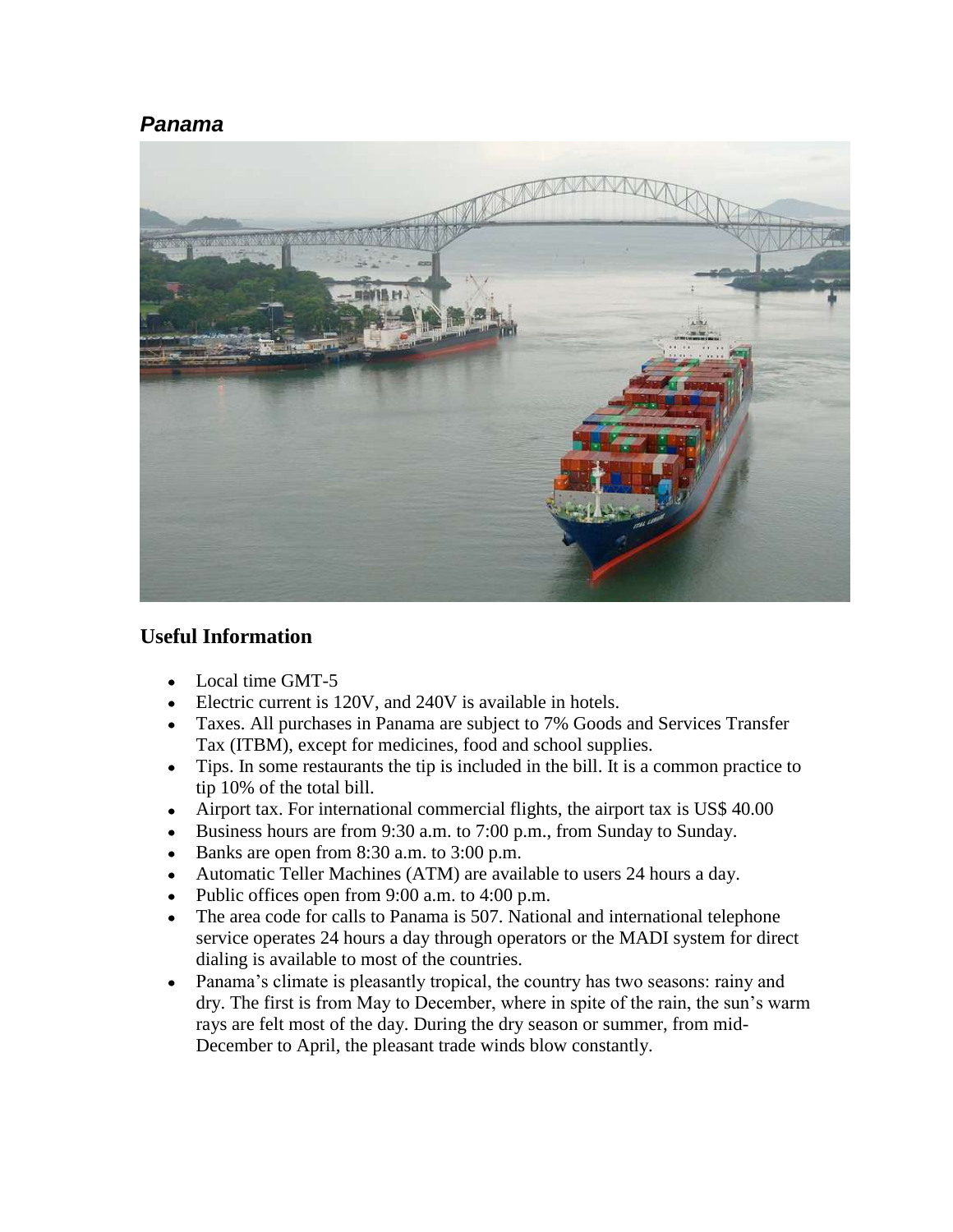## *Panama*

## Useful Information

- Local time GMT-5
- Electric current is 120V, and 240V is available in hotels.
- Taxes. All purchases in Panama are subject to 7% Goods and Services Transfer Tax (ITBM), except for medicines, food and school supplies.
- Tips. In some restaurants the tip is included in the bill. It is a common practice to tip 10% of the total bill.
- Airport tax. For international commercial flights, the airport tax is US$ 40.00
- Business hours are from 9:30 a.m. to 7:00 p.m., from Sunday to Sunday.
- Banks are open from 8:30 a.m. to 3:00 p.m.
- Automatic Teller Machines (ATM) are available to users 24 hours a day.
- Public offices open from 9:00 a.m. to 4:00 p.m.
- The area code for calls to Panama is 507. National and international telephone service operates 24 hours a day through operators or the MADI system for direct dialing is available to most of the countries.
- Panama's climate is pleasantly tropical, the country has two seasons: rainy and dry. The first is from May to December, where in spite of the rain, the sun's warm rays are felt most of the day. During the dry season or summer, from mid-December to April, the pleasant trade winds blow constantly.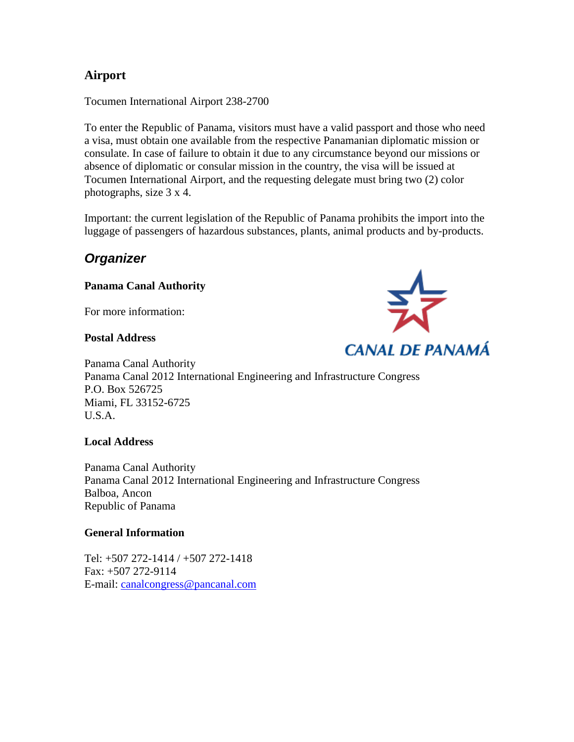## Airport

Tocumen International Airport 238-2700

To enter the Republic of Panama, visitors must have a valid passport and those who need a visa, must obtain one available from the respective Panamanian diplomatic mission or consulate. In case of failure to obtain it due to any circumstance beyond our missions or absence of diplomatic or consular mission in the country, the visa will be issued at Tocumen International Airport, and the requesting delegate must bring two (2) color photographs, size 3 x 4.

Important: the current legislation of the Republic of Panama prohibits the import into the luggage of passengers of hazardous substances, plants, animal products and by-products.

## *Organizer*

**Panama Canal Authority**

CANAL DE PANAMÁ

For more information:

**Postal Address**

Panama Canal Authority
Panama Canal 2012 International Engineering and Infrastructure Congress
P.O. Box 526725
Miami, FL 33152-6725
U.S.A.

**Local Address**

Panama Canal Authority
Panama Canal 2012 International Engineering and Infrastructure Congress
Balboa, Ancon
Republic of Panama

**General Information**

Tel: +507 272-1414 / +507 272-1418
Fax: +507 272-9114
E-mail: canalcongress@pancanal.com